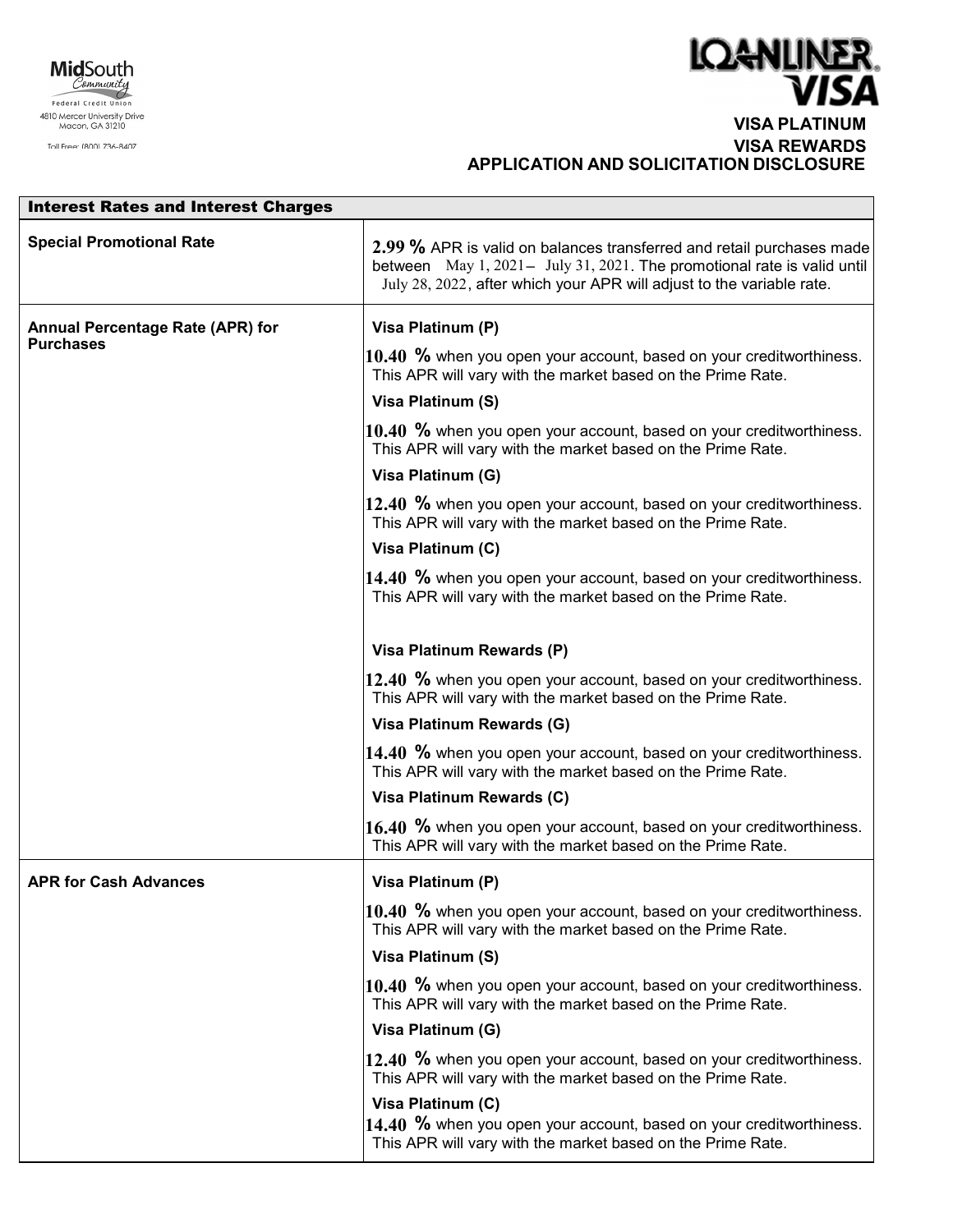MidSouth Community Federal Credit Union
4810 Mercer University Drive
Macon, GA 31210
Toll Free: (800) 736-8407

LOANLINER VISA

**VISA PLATINUM**
**VISA REWARDS**
**APPLICATION AND SOLICITATION DISCLOSURE**

| Interest Rates and Interest Charges | |
|---|---|
| **Special Promotional Rate** | **2.99 %** APR is valid on balances transferred and retail purchases made between May 1, 2021 – July 31, 2021. The promotional rate is valid until July 28, 2022, after which your APR will adjust to the variable rate. |
| **Annual Percentage Rate (APR) for Purchases** | **Visa Platinum (P)**<br>**10.40 %** when you open your account, based on your creditworthiness. This APR will vary with the market based on the Prime Rate.<br>**Visa Platinum (S)**<br>**10.40 %** when you open your account, based on your creditworthiness. This APR will vary with the market based on the Prime Rate.<br>**Visa Platinum (G)**<br>**12.40 %** when you open your account, based on your creditworthiness. This APR will vary with the market based on the Prime Rate.<br>**Visa Platinum (C)**<br>**14.40 %** when you open your account, based on your creditworthiness. This APR will vary with the market based on the Prime Rate.<br><br>**Visa Platinum Rewards (P)**<br>**12.40 %** when you open your account, based on your creditworthiness. This APR will vary with the market based on the Prime Rate.<br>**Visa Platinum Rewards (G)**<br>**14.40 %** when you open your account, based on your creditworthiness. This APR will vary with the market based on the Prime Rate.<br>**Visa Platinum Rewards (C)**<br>**16.40 %** when you open your account, based on your creditworthiness. This APR will vary with the market based on the Prime Rate. |
| **APR for Cash Advances** | **Visa Platinum (P)**<br>**10.40 %** when you open your account, based on your creditworthiness. This APR will vary with the market based on the Prime Rate.<br>**Visa Platinum (S)**<br>**10.40 %** when you open your account, based on your creditworthiness. This APR will vary with the market based on the Prime Rate.<br>**Visa Platinum (G)**<br>**12.40 %** when you open your account, based on your creditworthiness. This APR will vary with the market based on the Prime Rate.<br>**Visa Platinum (C)**<br>**14.40 %** when you open your account, based on your creditworthiness. This APR will vary with the market based on the Prime Rate. |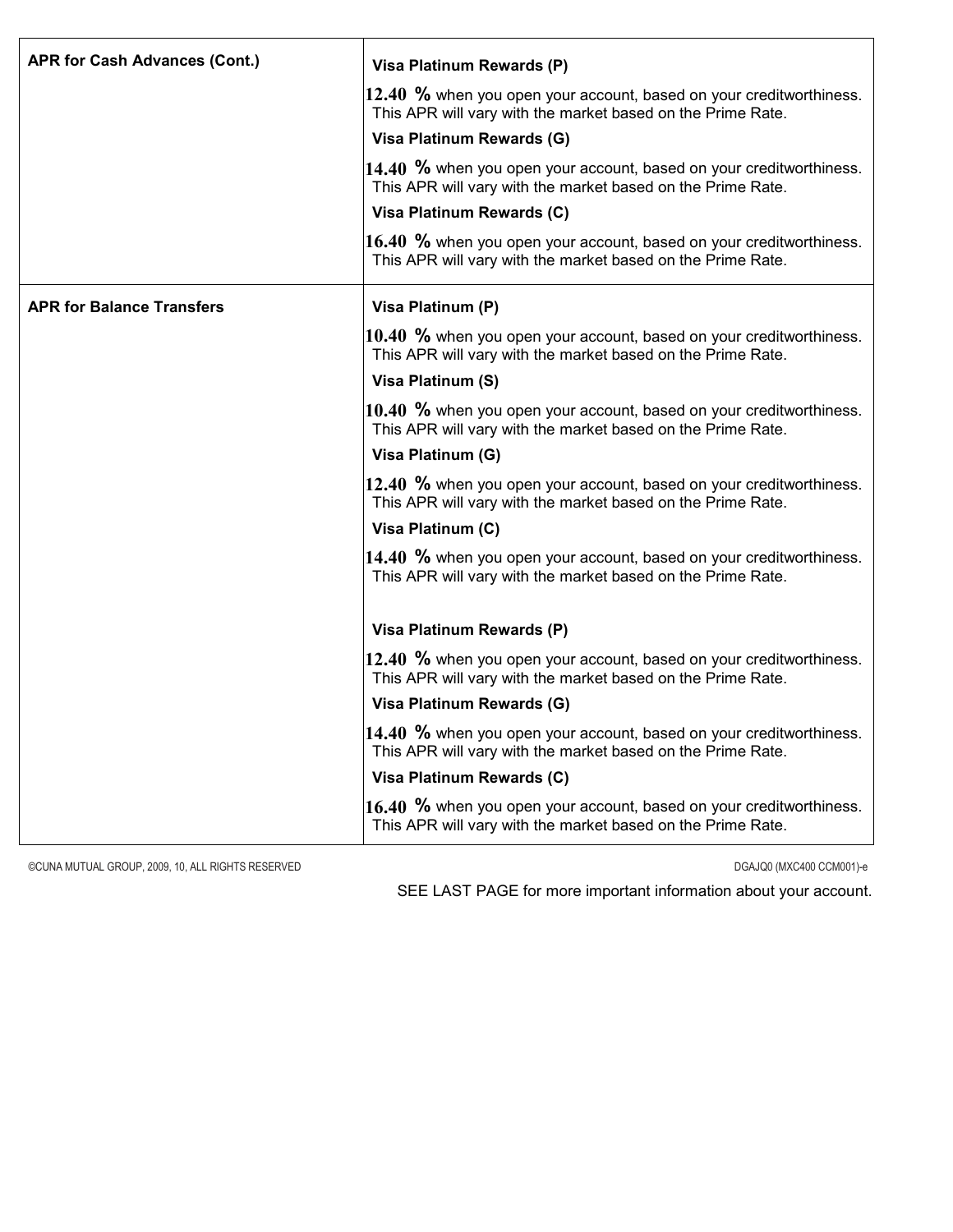| APR for Cash Advances (Cont.) | **Visa Platinum Rewards (P)**<br>**12.40 %** when you open your account, based on your creditworthiness. This APR will vary with the market based on the Prime Rate.<br>**Visa Platinum Rewards (G)**<br>**14.40 %** when you open your account, based on your creditworthiness. This APR will vary with the market based on the Prime Rate.<br>**Visa Platinum Rewards (C)**<br>**16.40 %** when you open your account, based on your creditworthiness. This APR will vary with the market based on the Prime Rate. |
|---|---|
| **APR for Balance Transfers** | **Visa Platinum (P)**<br>**10.40 %** when you open your account, based on your creditworthiness. This APR will vary with the market based on the Prime Rate.<br>**Visa Platinum (S)**<br>**10.40 %** when you open your account, based on your creditworthiness. This APR will vary with the market based on the Prime Rate.<br>**Visa Platinum (G)**<br>**12.40 %** when you open your account, based on your creditworthiness. This APR will vary with the market based on the Prime Rate.<br>**Visa Platinum (C)**<br>**14.40 %** when you open your account, based on your creditworthiness. This APR will vary with the market based on the Prime Rate.<br><br>**Visa Platinum Rewards (P)**<br>**12.40 %** when you open your account, based on your creditworthiness. This APR will vary with the market based on the Prime Rate.<br>**Visa Platinum Rewards (G)**<br>**14.40 %** when you open your account, based on your creditworthiness. This APR will vary with the market based on the Prime Rate.<br>**Visa Platinum Rewards (C)**<br>**16.40 %** when you open your account, based on your creditworthiness. This APR will vary with the market based on the Prime Rate. |

©CUNA MUTUAL GROUP, 2009, 10, ALL RIGHTS RESERVED DGAJQ0 (MXC400 CCM001)-e

SEE LAST PAGE for more important information about your account.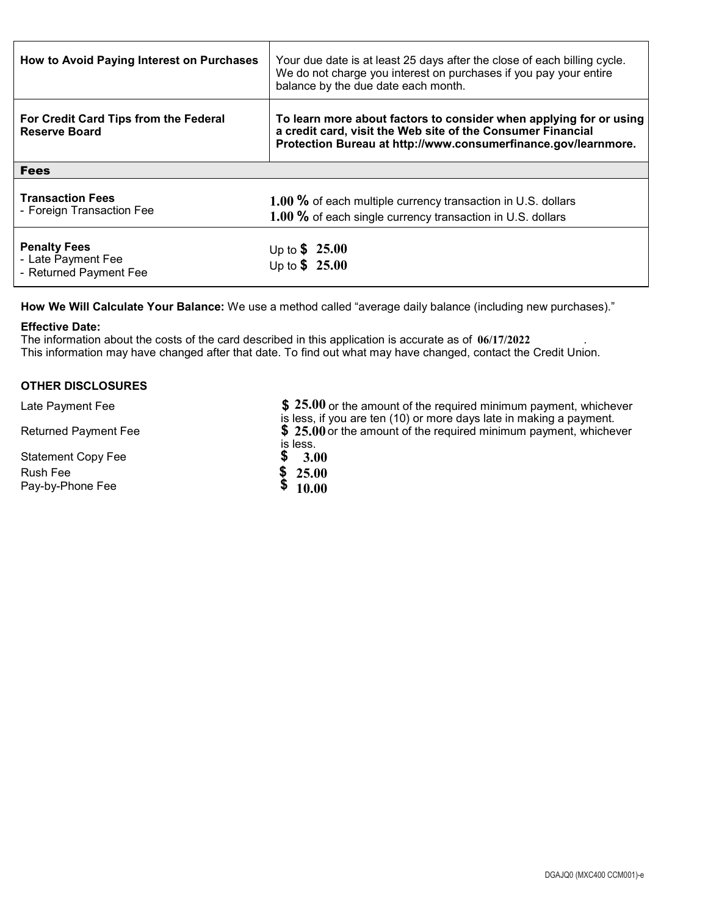| | |
|---|---|
| **How to Avoid Paying Interest on Purchases** | Your due date is at least 25 days after the close of each billing cycle. We do not charge you interest on purchases if you pay your entire balance by the due date each month. |
| **For Credit Card Tips from the Federal Reserve Board** | **To learn more about factors to consider when applying for or using a credit card, visit the Web site of the Consumer Financial Protection Bureau at http://www.consumerfinance.gov/learnmore.** |
| **Fees** | |
| **Transaction Fees**<br>- Foreign Transaction Fee | **1.00 %** of each multiple currency transaction in U.S. dollars<br>**1.00 %** of each single currency transaction in U.S. dollars |
| **Penalty Fees**<br>- Late Payment Fee<br>- Returned Payment Fee | Up to **$ 25.00**<br>Up to **$ 25.00** |

**How We Will Calculate Your Balance:** We use a method called "average daily balance (including new purchases)."

**Effective Date:**
The information about the costs of the card described in this application is accurate as of **06/17/2022** .
This information may have changed after that date. To find out what may have changed, contact the Credit Union.

**OTHER DISCLOSURES**

| | |
|---|---|
| Late Payment Fee | **$ 25.00** or the amount of the required minimum payment, whichever is less, if you are ten (10) or more days late in making a payment. |
| Returned Payment Fee | **$ 25.00** or the amount of the required minimum payment, whichever is less. |
| Statement Copy Fee | **$ 3.00** |
| Rush Fee | **$ 25.00** |
| Pay-by-Phone Fee | **$ 10.00** |

DGAJQ0 (MXC400 CCM001)-e